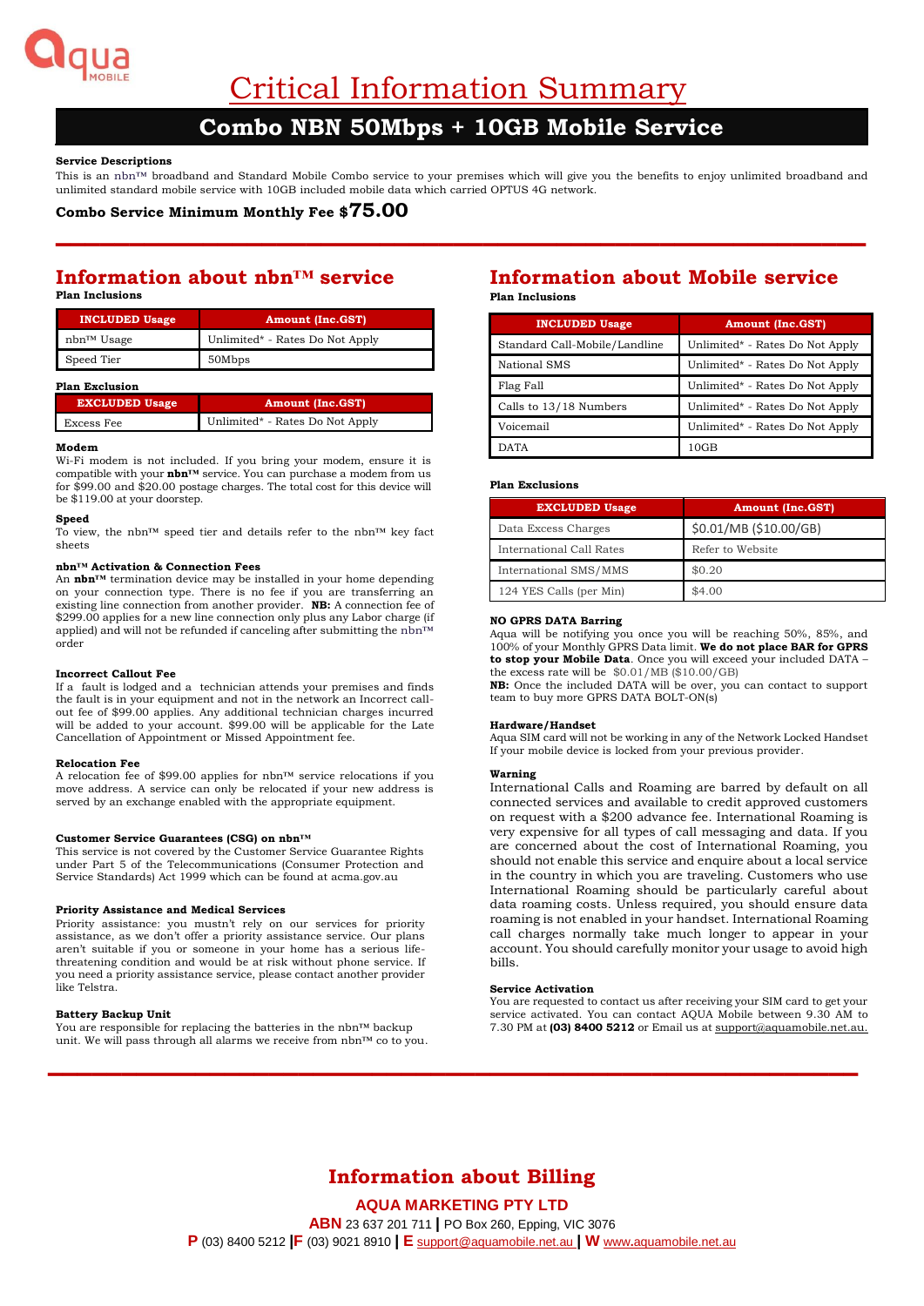# Critical Information Summary

## Combo NBN 50Mbps + 10GB Mobile Service

**Service Descriptions**

This is an nbn™ broadband and Standard Mobile Combo service to your premises which will give you the benefits to enjoy unlimited broadband and unlimited standard mobile service with 10GB included mobile data which carried OPTUS 4G network.

**Combo Service Minimum Monthly Fee $75.00**

## Information about nbn™ service

**Plan Inclusions**

| INCLUDED Usage | Amount (Inc.GST) |
|---|---|
| nbn™ Usage | Unlimited* - Rates Do Not Apply |
| Speed Tier | 50Mbps |

**Plan Exclusion**

| EXCLUDED Usage | Amount (Inc.GST) |
|---|---|
| Excess Fee | Unlimited* - Rates Do Not Apply |

**Modem**

Wi-Fi modem is not included. If you bring your modem, ensure it is compatible with your **nbn™** service. You can purchase a modem from us for $99.00 and $20.00 postage charges. The total cost for this device will be $119.00 at your doorstep.

**Speed**

To view, the nbn™ speed tier and details refer to the nbn™ key fact sheets

**nbn™ Activation & Connection Fees**

An **nbn™** termination device may be installed in your home depending on your connection type. There is no fee if you are transferring an existing line connection from another provider. **NB:** A connection fee of $299.00 applies for a new line connection only plus any Labor charge (if applied) and will not be refunded if canceling after submitting the nbn™ order

**Incorrect Callout Fee**

If a fault is lodged and a technician attends your premises and finds the fault is in your equipment and not in the network an Incorrect call-out fee of $99.00 applies. Any additional technician charges incurred will be added to your account. $99.00 will be applicable for the Late Cancellation of Appointment or Missed Appointment fee.

**Relocation Fee**

A relocation fee of $99.00 applies for nbn™ service relocations if you move address. A service can only be relocated if your new address is served by an exchange enabled with the appropriate equipment.

**Customer Service Guarantees (CSG) on nbn™**

This service is not covered by the Customer Service Guarantee Rights under Part 5 of the Telecommunications (Consumer Protection and Service Standards) Act 1999 which can be found at acma.gov.au

**Priority Assistance and Medical Services**

Priority assistance: you mustn't rely on our services for priority assistance, as we don't offer a priority assistance service. Our plans aren't suitable if you or someone in your home has a serious life-threatening condition and would be at risk without phone service. If you need a priority assistance service, please contact another provider like Telstra.

**Battery Backup Unit**

You are responsible for replacing the batteries in the nbn™ backup unit. We will pass through all alarms we receive from nbn™ co to you.

## Information about Mobile service

**Plan Inclusions**

| INCLUDED Usage | Amount (Inc.GST) |
|---|---|
| Standard Call-Mobile/Landline | Unlimited* - Rates Do Not Apply |
| National SMS | Unlimited* - Rates Do Not Apply |
| Flag Fall | Unlimited* - Rates Do Not Apply |
| Calls to 13/18 Numbers | Unlimited* - Rates Do Not Apply |
| Voicemail | Unlimited* - Rates Do Not Apply |
| DATA | 10GB |

**Plan Exclusions**

| EXCLUDED Usage | Amount (Inc.GST) |
|---|---|
| Data Excess Charges | $0.01/MB ($10.00/GB) |
| International Call Rates | Refer to Website |
| International SMS/MMS | $0.20 |
| 124 YES Calls (per Min) | $4.00 |

**NO GPRS DATA Barring**

Aqua will be notifying you once you will be reaching 50%, 85%, and 100% of your Monthly GPRS Data limit. **We do not place BAR for GPRS to stop your Mobile Data**. Once you will exceed your included DATA – the excess rate will be $0.01/MB ($10.00/GB)

**NB:** Once the included DATA will be over, you can contact to support team to buy more GPRS DATA BOLT-ON(s)

**Hardware/Handset**

Aqua SIM card will not be working in any of the Network Locked Handset If your mobile device is locked from your previous provider.

**Warning**

International Calls and Roaming are barred by default on all connected services and available to credit approved customers on request with a $200 advance fee. International Roaming is very expensive for all types of call messaging and data. If you are concerned about the cost of International Roaming, you should not enable this service and enquire about a local service in the country in which you are traveling. Customers who use International Roaming should be particularly careful about data roaming costs. Unless required, you should ensure data roaming is not enabled in your handset. International Roaming call charges normally take much longer to appear in your account. You should carefully monitor your usage to avoid high bills.

**Service Activation**

You are requested to contact us after receiving your SIM card to get your service activated. You can contact AQUA Mobile between 9.30 AM to 7.30 PM at **(03) 8400 5212** or Email us at support@aquamobile.net.au.

## Information about Billing

**AQUA MARKETING PTY LTD**

**ABN** 23 637 201 711 | PO Box 260, Epping, VIC 3076

**P** (03) 8400 5212 | **F** (03) 9021 8910 | **E** support@aquamobile.net.au | **W** www.aquamobile.net.au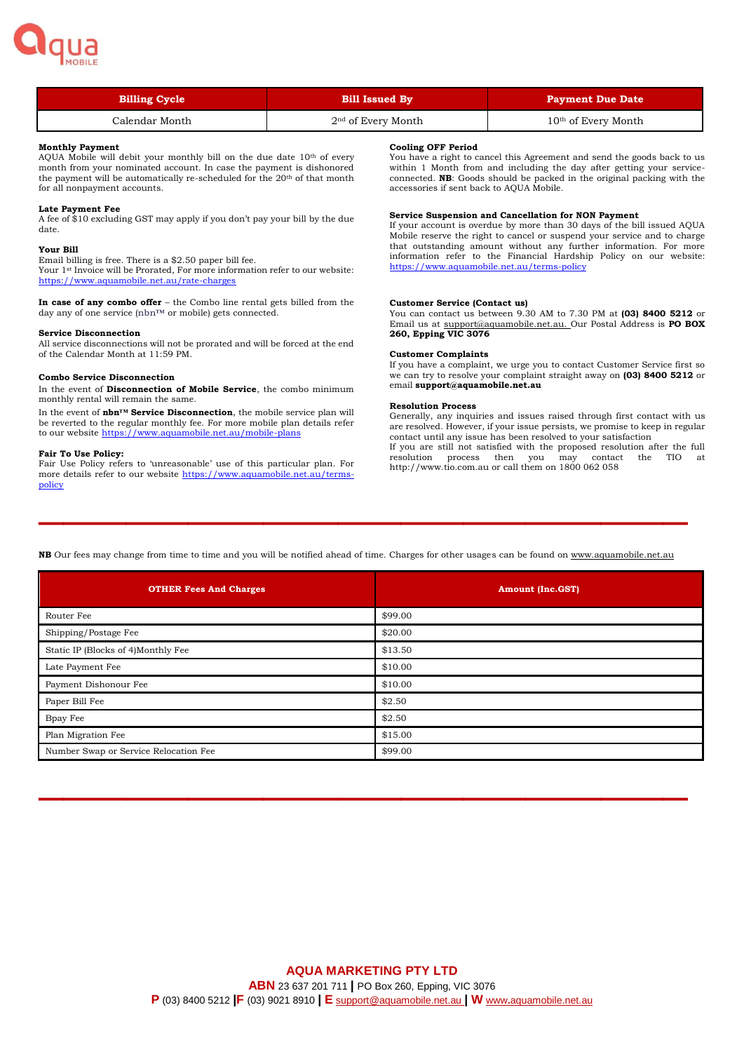| Billing Cycle | Bill Issued By | Payment Due Date |
| --- | --- | --- |
| Calendar Month | 2nd of Every Month | 10th of Every Month |

**Monthly Payment**
AQUA Mobile will debit your monthly bill on the due date 10th of every month from your nominated account. In case the payment is dishonored the payment will be automatically re-scheduled for the 20th of that month for all nonpayment accounts.

**Late Payment Fee**
A fee of $10 excluding GST may apply if you don't pay your bill by the due date.

**Your Bill**
Email billing is free. There is a $2.50 paper bill fee.
Your 1st Invoice will be Prorated, For more information refer to our website: https://www.aquamobile.net.au/rate-charges

**In case of any combo offer** – the Combo line rental gets billed from the day any of one service (nbn™ or mobile) gets connected.

**Service Disconnection**
All service disconnections will not be prorated and will be forced at the end of the Calendar Month at 11:59 PM.

**Combo Service Disconnection**
In the event of **Disconnection of Mobile Service**, the combo minimum monthly rental will remain the same.

In the event of **nbn™ Service Disconnection**, the mobile service plan will be reverted to the regular monthly fee. For more mobile plan details refer to our website https://www.aquamobile.net.au/mobile-plans

**Fair To Use Policy:**
Fair Use Policy refers to 'unreasonable' use of this particular plan. For more details refer to our website https://www.aquamobile.net.au/terms-policy

**Cooling OFF Period**
You have a right to cancel this Agreement and send the goods back to us within 1 Month from and including the day after getting your service-connected. **NB**: Goods should be packed in the original packing with the accessories if sent back to AQUA Mobile.

**Service Suspension and Cancellation for NON Payment**
If your account is overdue by more than 30 days of the bill issued AQUA Mobile reserve the right to cancel or suspend your service and to charge that outstanding amount without any further information. For more information refer to the Financial Hardship Policy on our website: https://www.aquamobile.net.au/terms-policy

**Customer Service (Contact us)**
You can contact us between 9.30 AM to 7.30 PM at **(03) 8400 5212** or Email us at support@aquamobile.net.au. Our Postal Address is **PO BOX 260, Epping VIC 3076**

**Customer Complaints**
If you have a complaint, we urge you to contact Customer Service first so we can try to resolve your complaint straight away on **(03) 8400 5212** or email **support@aquamobile.net.au**

**Resolution Process**
Generally, any inquiries and issues raised through first contact with us are resolved. However, if your issue persists, we promise to keep in regular contact until any issue has been resolved to your satisfaction
If you are still not satisfied with the proposed resolution after the full resolution process then you may contact the TIO at http://www.tio.com.au or call them on 1800 062 058

**NB** Our fees may change from time to time and you will be notified ahead of time. Charges for other usages can be found on www.aquamobile.net.au

| OTHER Fees And Charges | Amount (Inc.GST) |
| --- | --- |
| Router Fee | $99.00 |
| Shipping/Postage Fee | $20.00 |
| Static IP (Blocks of 4)Monthly Fee | $13.50 |
| Late Payment Fee | $10.00 |
| Payment Dishonour Fee | $10.00 |
| Paper Bill Fee | $2.50 |
| Bpay Fee | $2.50 |
| Plan Migration Fee | $15.00 |
| Number Swap or Service Relocation Fee | $99.00 |

**AQUA MARKETING PTY LTD**
**ABN** 23 637 201 711 | PO Box 260, Epping, VIC 3076
**P** (03) 8400 5212 | **F** (03) 9021 8910 | **E** support@aquamobile.net.au | **W** www.aquamobile.net.au